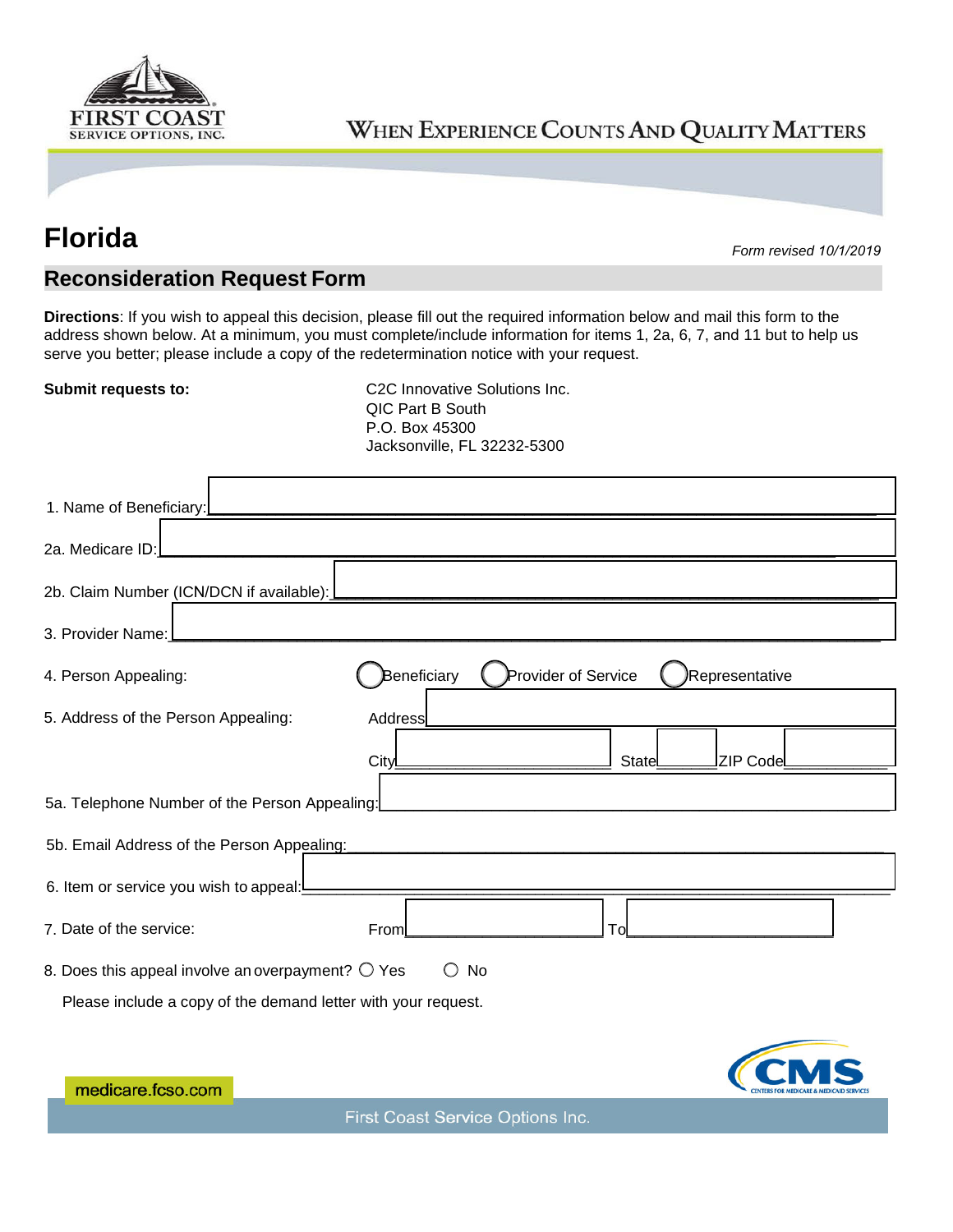FIRST COAST SERVICE OPTIONS, INC.

WHEN EXPERIENCE COUNTS AND QUALITY MATTERS

# Florida

*Form revised 10/1/2019*

## Reconsideration Request Form

**Directions**: If you wish to appeal this decision, please fill out the required information below and mail this form to the address shown below. At a minimum, you must complete/include information for items 1, 2a, 6, 7, and 11 but to help us serve you better; please include a copy of the redetermination notice with your request.

**Submit requests to:**

C2C Innovative Solutions Inc.
QIC Part B South
P.O. Box 45300
Jacksonville, FL 32232-5300

1. Name of Beneficiary: ____________________

2a. Medicare ID: ____________________

2b. Claim Number (ICN/DCN if available): ____________________

3. Provider Name: ____________________

4. Person Appealing: ○ Beneficiary ○ Provider of Service ○ Representative

5. Address of the Person Appealing: Address ____________________

   City ____________ State ______ ZIP Code ________

5a. Telephone Number of the Person Appealing: ____________________

5b. Email Address of the Person Appealing: ____________________

6. Item or service you wish to appeal: ____________________

7. Date of the service: From ____________ To ____________

8. Does this appeal involve an overpayment? ○ Yes ○ No

   Please include a copy of the demand letter with your request.

medicare.fcso.com

First Coast Service Options Inc.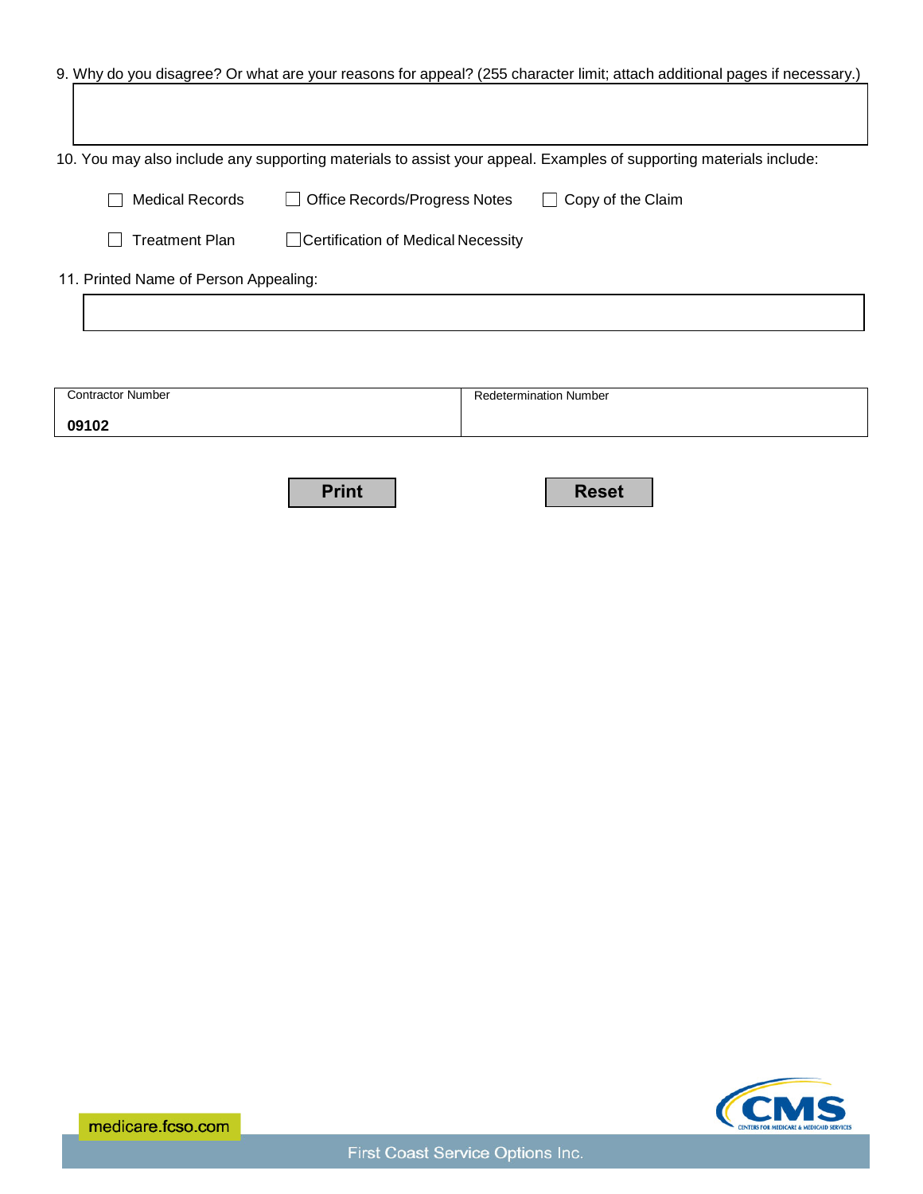9. Why do you disagree? Or what are your reasons for appeal? (255 character limit; attach additional pages if necessary.)

10. You may also include any supporting materials to assist your appeal. Examples of supporting materials include:

- ☐ Medical Records
- ☐ Office Records/Progress Notes
- ☐ Copy of the Claim
- ☐ Treatment Plan
- ☐ Certification of Medical Necessity

11. Printed Name of Person Appealing:

| Contractor Number | Redetermination Number |
|---|---|
| **09102** | |

Print  Reset

medicare.fcso.com

First Coast Service Options Inc.